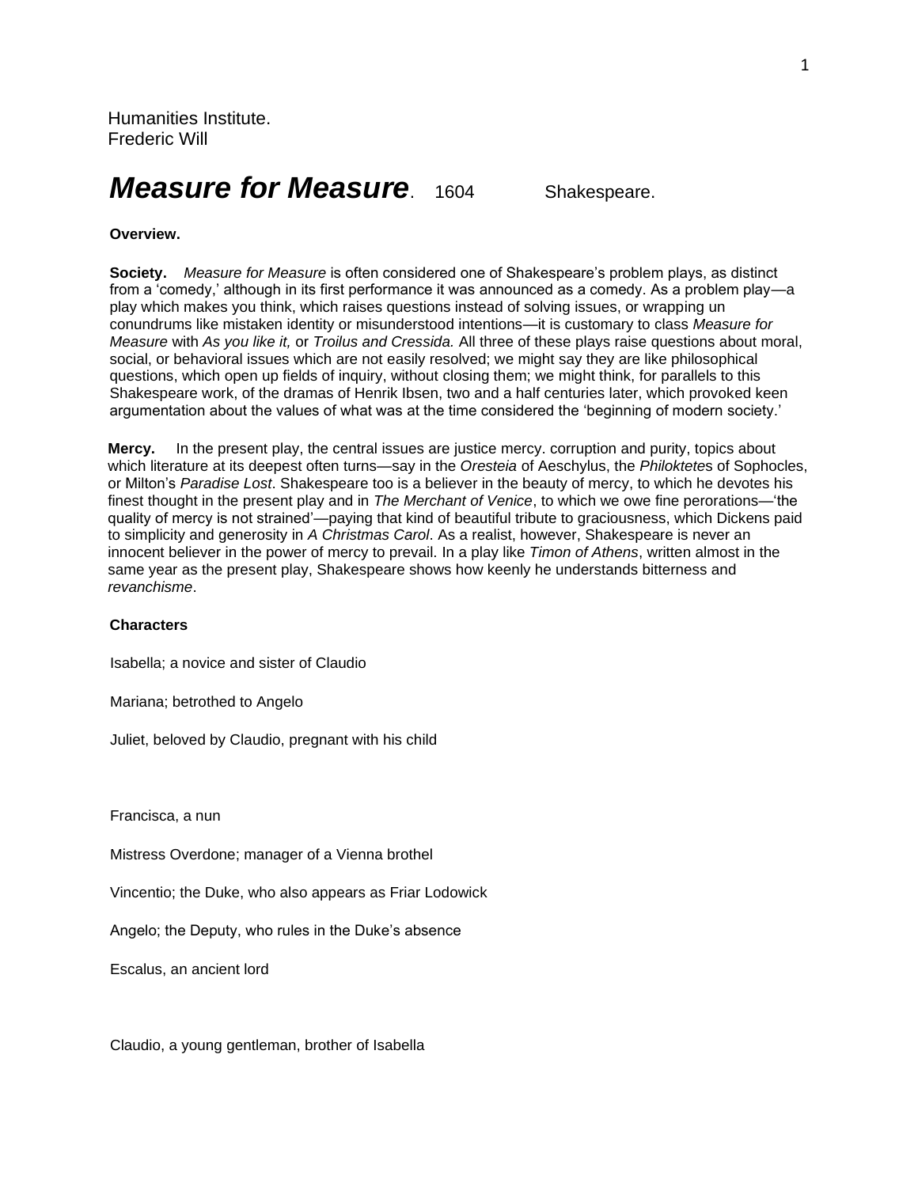Humanities Institute.
Frederic Will

# *Measure for Measure*. 1604 Shakespeare.

**Overview.**

**Society.** *Measure for Measure* is often considered one of Shakespeare's problem plays, as distinct from a 'comedy,' although in its first performance it was announced as a comedy. As a problem play—a play which makes you think, which raises questions instead of solving issues, or wrapping un conundrums like mistaken identity or misunderstood intentions—it is customary to class *Measure for Measure* with *As you like it,* or *Troilus and Cressida.* All three of these plays raise questions about moral, social, or behavioral issues which are not easily resolved; we might say they are like philosophical questions, which open up fields of inquiry, without closing them; we might think, for parallels to this Shakespeare work, of the dramas of Henrik Ibsen, two and a half centuries later, which provoked keen argumentation about the values of what was at the time considered the 'beginning of modern society.'

**Mercy.** In the present play, the central issues are justice mercy. corruption and purity, topics about which literature at its deepest often turns—say in the *Oresteia* of Aeschylus, the *Philoktete*s of Sophocles, or Milton's *Paradise Lost*. Shakespeare too is a believer in the beauty of mercy, to which he devotes his finest thought in the present play and in *The Merchant of Venice*, to which we owe fine perorations—'the quality of mercy is not strained'—paying that kind of beautiful tribute to graciousness, which Dickens paid to simplicity and generosity in *A Christmas Carol*. As a realist, however, Shakespeare is never an innocent believer in the power of mercy to prevail. In a play like *Timon of Athens*, written almost in the same year as the present play, Shakespeare shows how keenly he understands bitterness and *revanchisme*.

**Characters**

Isabella; a novice and sister of Claudio

Mariana; betrothed to Angelo

Juliet, beloved by Claudio, pregnant with his child

Francisca, a nun

Mistress Overdone; manager of a Vienna brothel

Vincentio; the Duke, who also appears as Friar Lodowick

Angelo; the Deputy, who rules in the Duke's absence

Escalus, an ancient lord

Claudio, a young gentleman, brother of Isabella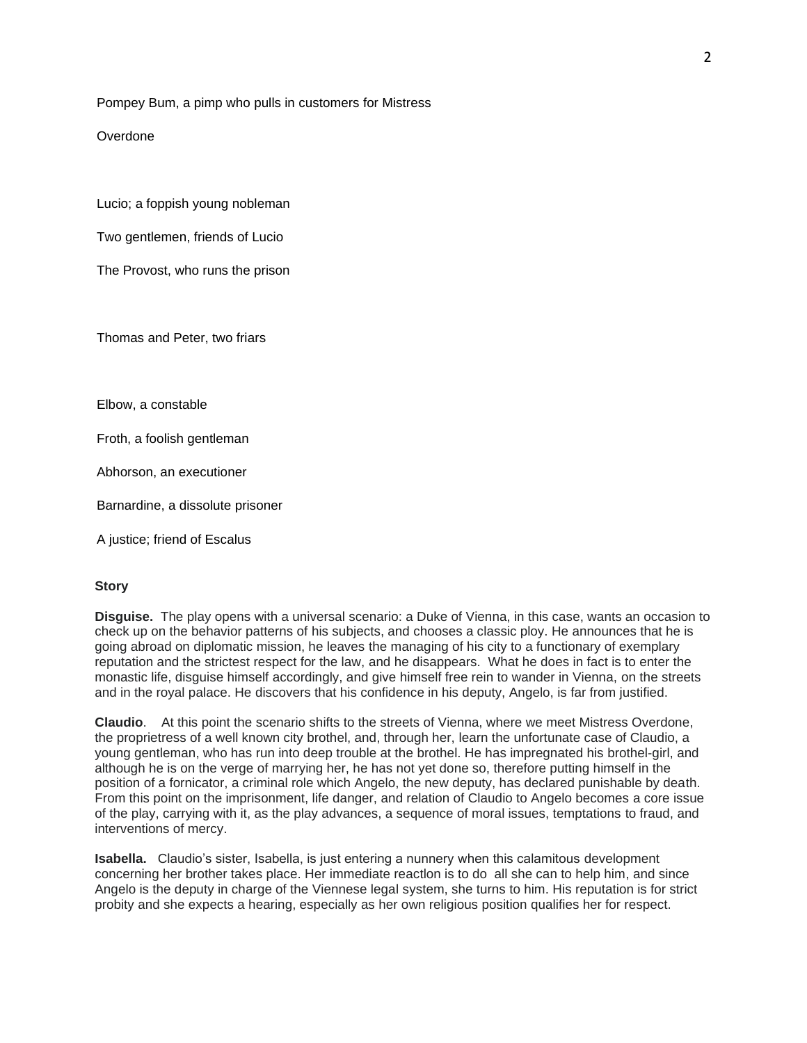Pompey Bum, a pimp who pulls in customers for Mistress

Overdone

Lucio; a foppish young nobleman

Two gentlemen, friends of Lucio

The Provost, who runs the prison

Thomas and Peter, two friars

Elbow, a constable

Froth, a foolish gentleman

Abhorson, an executioner

Barnardine, a dissolute prisoner

A justice; friend of Escalus

**Story**

**Disguise.** The play opens with a universal scenario: a Duke of Vienna, in this case, wants an occasion to check up on the behavior patterns of his subjects, and chooses a classic ploy. He announces that he is going abroad on diplomatic mission, he leaves the managing of his city to a functionary of exemplary reputation and the strictest respect for the law, and he disappears. What he does in fact is to enter the monastic life, disguise himself accordingly, and give himself free rein to wander in Vienna, on the streets and in the royal palace. He discovers that his confidence in his deputy, Angelo, is far from justified.

**Claudio**. At this point the scenario shifts to the streets of Vienna, where we meet Mistress Overdone, the proprietress of a well known city brothel, and, through her, learn the unfortunate case of Claudio, a young gentleman, who has run into deep trouble at the brothel. He has impregnated his brothel-girl, and although he is on the verge of marrying her, he has not yet done so, therefore putting himself in the position of a fornicator, a criminal role which Angelo, the new deputy, has declared punishable by death. From this point on the imprisonment, life danger, and relation of Claudio to Angelo becomes a core issue of the play, carrying with it, as the play advances, a sequence of moral issues, temptations to fraud, and interventions of mercy.

**Isabella.** Claudio's sister, Isabella, is just entering a nunnery when this calamitous development concerning her brother takes place. Her immediate reactlon is to do all she can to help him, and since Angelo is the deputy in charge of the Viennese legal system, she turns to him. His reputation is for strict probity and she expects a hearing, especially as her own religious position qualifies her for respect.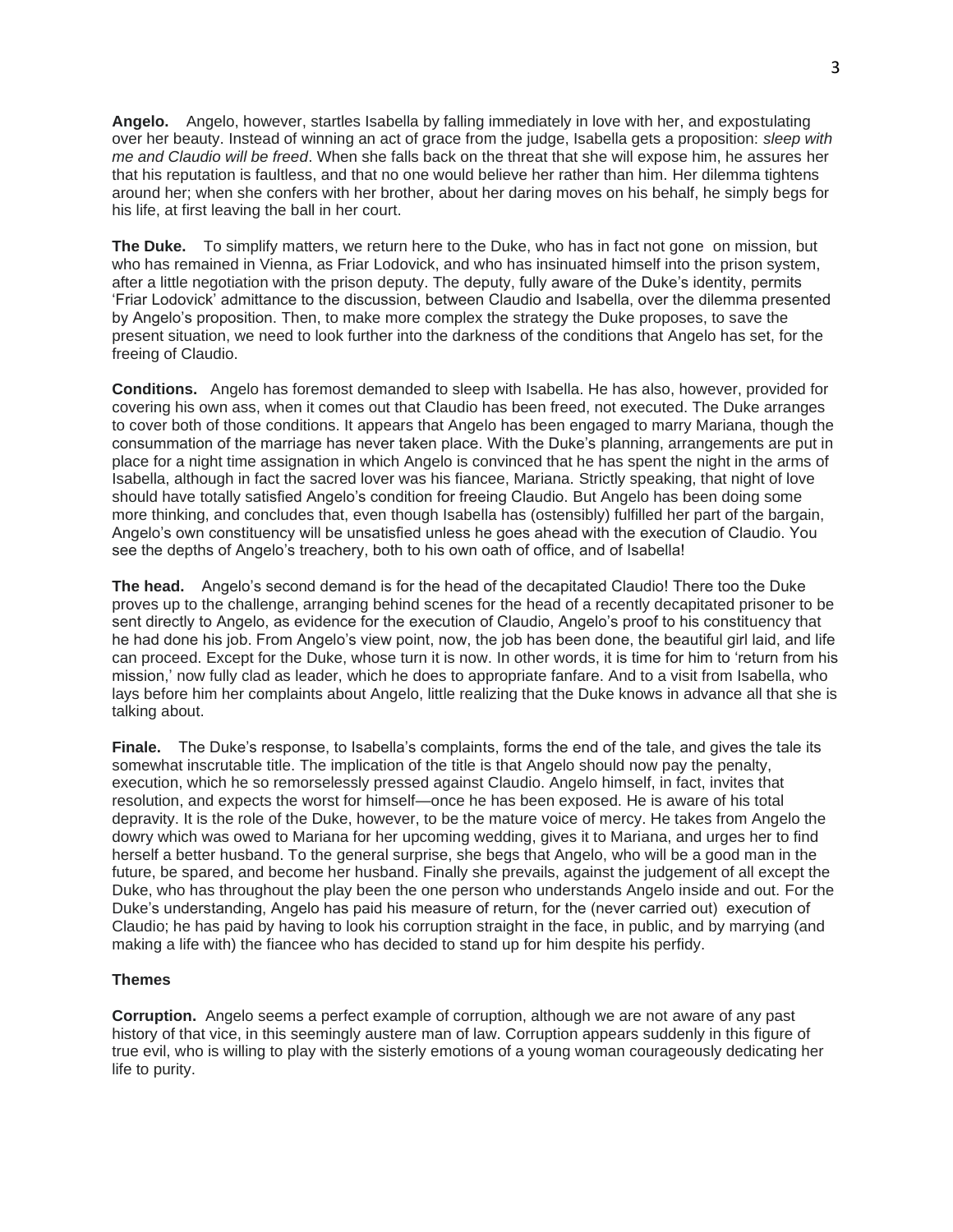**Angelo.** Angelo, however, startles Isabella by falling immediately in love with her, and expostulating over her beauty. Instead of winning an act of grace from the judge, Isabella gets a proposition: *sleep with me and Claudio will be freed*. When she falls back on the threat that she will expose him, he assures her that his reputation is faultless, and that no one would believe her rather than him. Her dilemma tightens around her; when she confers with her brother, about her daring moves on his behalf, he simply begs for his life, at first leaving the ball in her court.

**The Duke.** To simplify matters, we return here to the Duke, who has in fact not gone on mission, but who has remained in Vienna, as Friar Lodovick, and who has insinuated himself into the prison system, after a little negotiation with the prison deputy. The deputy, fully aware of the Duke's identity, permits 'Friar Lodovick' admittance to the discussion, between Claudio and Isabella, over the dilemma presented by Angelo's proposition. Then, to make more complex the strategy the Duke proposes, to save the present situation, we need to look further into the darkness of the conditions that Angelo has set, for the freeing of Claudio.

**Conditions.** Angelo has foremost demanded to sleep with Isabella. He has also, however, provided for covering his own ass, when it comes out that Claudio has been freed, not executed. The Duke arranges to cover both of those conditions. It appears that Angelo has been engaged to marry Mariana, though the consummation of the marriage has never taken place. With the Duke's planning, arrangements are put in place for a night time assignation in which Angelo is convinced that he has spent the night in the arms of Isabella, although in fact the sacred lover was his fiancee, Mariana. Strictly speaking, that night of love should have totally satisfied Angelo's condition for freeing Claudio. But Angelo has been doing some more thinking, and concludes that, even though Isabella has (ostensibly) fulfilled her part of the bargain, Angelo's own constituency will be unsatisfied unless he goes ahead with the execution of Claudio. You see the depths of Angelo's treachery, both to his own oath of office, and of Isabella!

**The head.** Angelo's second demand is for the head of the decapitated Claudio! There too the Duke proves up to the challenge, arranging behind scenes for the head of a recently decapitated prisoner to be sent directly to Angelo, as evidence for the execution of Claudio, Angelo's proof to his constituency that he had done his job. From Angelo's view point, now, the job has been done, the beautiful girl laid, and life can proceed. Except for the Duke, whose turn it is now. In other words, it is time for him to 'return from his mission,' now fully clad as leader, which he does to appropriate fanfare. And to a visit from Isabella, who lays before him her complaints about Angelo, little realizing that the Duke knows in advance all that she is talking about.

**Finale.** The Duke's response, to Isabella's complaints, forms the end of the tale, and gives the tale its somewhat inscrutable title. The implication of the title is that Angelo should now pay the penalty, execution, which he so remorselessly pressed against Claudio. Angelo himself, in fact, invites that resolution, and expects the worst for himself—once he has been exposed. He is aware of his total depravity. It is the role of the Duke, however, to be the mature voice of mercy. He takes from Angelo the dowry which was owed to Mariana for her upcoming wedding, gives it to Mariana, and urges her to find herself a better husband. To the general surprise, she begs that Angelo, who will be a good man in the future, be spared, and become her husband. Finally she prevails, against the judgement of all except the Duke, who has throughout the play been the one person who understands Angelo inside and out. For the Duke's understanding, Angelo has paid his measure of return, for the (never carried out) execution of Claudio; he has paid by having to look his corruption straight in the face, in public, and by marrying (and making a life with) the fiancee who has decided to stand up for him despite his perfidy.

## Themes

**Corruption.** Angelo seems a perfect example of corruption, although we are not aware of any past history of that vice, in this seemingly austere man of law. Corruption appears suddenly in this figure of true evil, who is willing to play with the sisterly emotions of a young woman courageously dedicating her life to purity.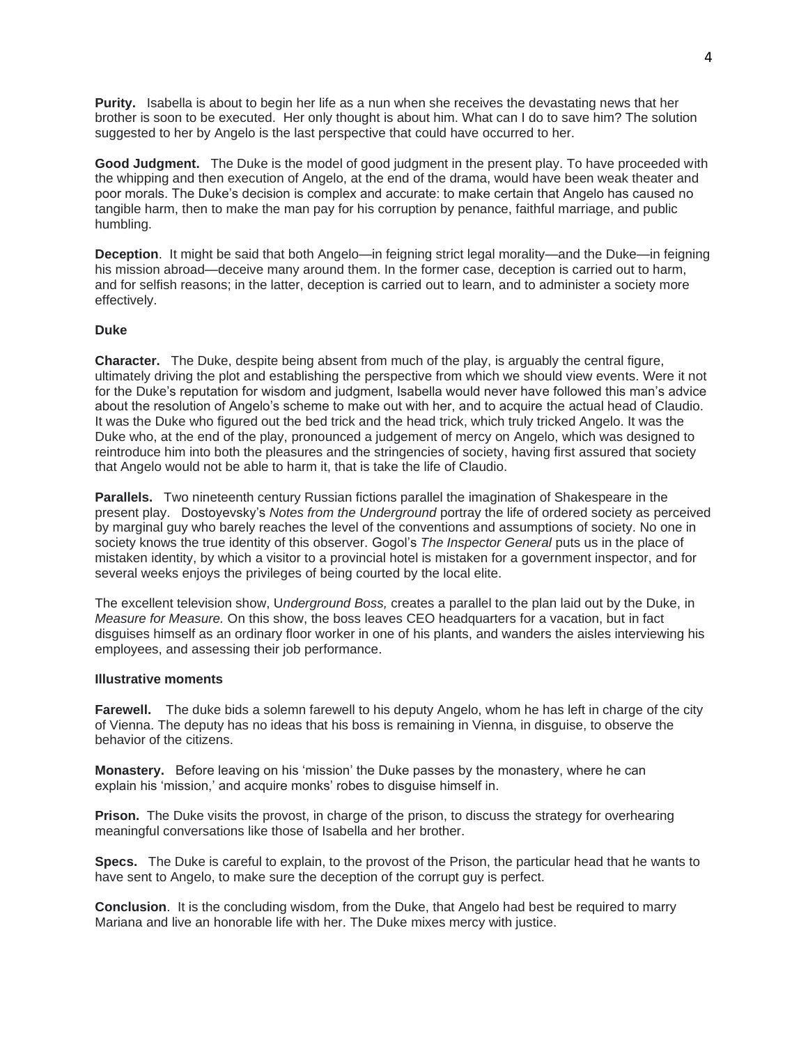**Purity.** Isabella is about to begin her life as a nun when she receives the devastating news that her brother is soon to be executed. Her only thought is about him. What can I do to save him? The solution suggested to her by Angelo is the last perspective that could have occurred to her.

**Good Judgment.** The Duke is the model of good judgment in the present play. To have proceeded with the whipping and then execution of Angelo, at the end of the drama, would have been weak theater and poor morals. The Duke's decision is complex and accurate: to make certain that Angelo has caused no tangible harm, then to make the man pay for his corruption by penance, faithful marriage, and public humbling.

**Deception**. It might be said that both Angelo—in feigning strict legal morality—and the Duke—in feigning his mission abroad—deceive many around them. In the former case, deception is carried out to harm, and for selfish reasons; in the latter, deception is carried out to learn, and to administer a society more effectively.

**Duke**

**Character.** The Duke, despite being absent from much of the play, is arguably the central figure, ultimately driving the plot and establishing the perspective from which we should view events. Were it not for the Duke's reputation for wisdom and judgment, Isabella would never have followed this man's advice about the resolution of Angelo's scheme to make out with her, and to acquire the actual head of Claudio. It was the Duke who figured out the bed trick and the head trick, which truly tricked Angelo. It was the Duke who, at the end of the play, pronounced a judgement of mercy on Angelo, which was designed to reintroduce him into both the pleasures and the stringencies of society, having first assured that society that Angelo would not be able to harm it, that is take the life of Claudio.

**Parallels.** Two nineteenth century Russian fictions parallel the imagination of Shakespeare in the present play. Dostoyevsky's *Notes from the Underground* portray the life of ordered society as perceived by marginal guy who barely reaches the level of the conventions and assumptions of society. No one in society knows the true identity of this observer. Gogol's *The Inspector General* puts us in the place of mistaken identity, by which a visitor to a provincial hotel is mistaken for a government inspector, and for several weeks enjoys the privileges of being courted by the local elite.

The excellent television show, U*nderground Boss,* creates a parallel to the plan laid out by the Duke, in *Measure for Measure.* On this show, the boss leaves CEO headquarters for a vacation, but in fact disguises himself as an ordinary floor worker in one of his plants, and wanders the aisles interviewing his employees, and assessing their job performance.

**Illustrative moments**

**Farewell.** The duke bids a solemn farewell to his deputy Angelo, whom he has left in charge of the city of Vienna. The deputy has no ideas that his boss is remaining in Vienna, in disguise, to observe the behavior of the citizens.

**Monastery.** Before leaving on his 'mission' the Duke passes by the monastery, where he can explain his 'mission,' and acquire monks' robes to disguise himself in.

**Prison.** The Duke visits the provost, in charge of the prison, to discuss the strategy for overhearing meaningful conversations like those of Isabella and her brother.

**Specs.** The Duke is careful to explain, to the provost of the Prison, the particular head that he wants to have sent to Angelo, to make sure the deception of the corrupt guy is perfect.

**Conclusion**. It is the concluding wisdom, from the Duke, that Angelo had best be required to marry Mariana and live an honorable life with her. The Duke mixes mercy with justice.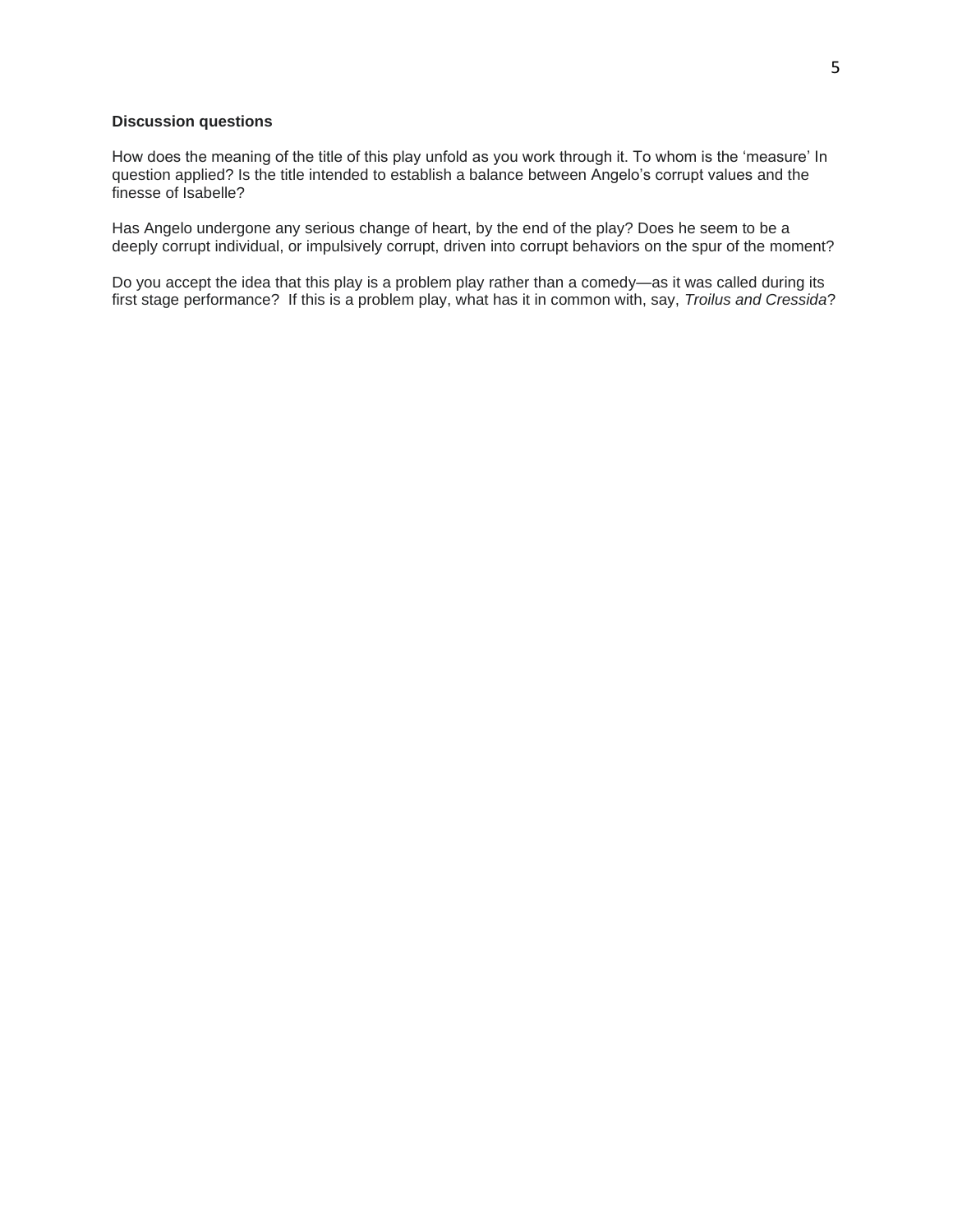**Discussion questions**

How does the meaning of the title of this play unfold as you work through it. To whom is the 'measure' In question applied? Is the title intended to establish a balance between Angelo's corrupt values and the finesse of Isabelle?

Has Angelo undergone any serious change of heart, by the end of the play? Does he seem to be a deeply corrupt individual, or impulsively corrupt, driven into corrupt behaviors on the spur of the moment?

Do you accept the idea that this play is a problem play rather than a comedy—as it was called during its first stage performance? If this is a problem play, what has it in common with, say, *Troilus and Cressida*?